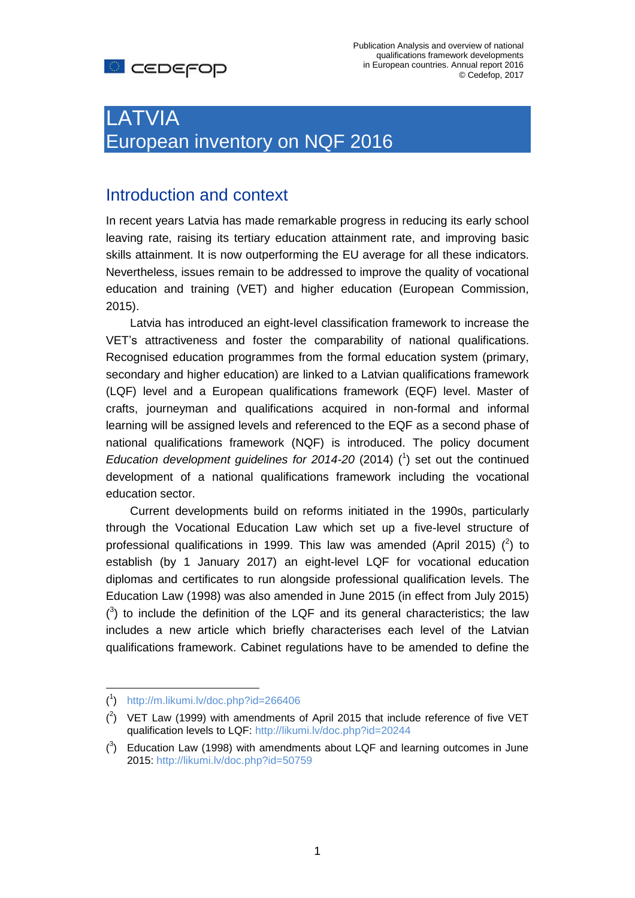# LATVIA
# European inventory on NQF 2016

## Introduction and context

In recent years Latvia has made remarkable progress in reducing its early school leaving rate, raising its tertiary education attainment rate, and improving basic skills attainment. It is now outperforming the EU average for all these indicators. Nevertheless, issues remain to be addressed to improve the quality of vocational education and training (VET) and higher education (European Commission, 2015).

Latvia has introduced an eight-level classification framework to increase the VET's attractiveness and foster the comparability of national qualifications. Recognised education programmes from the formal education system (primary, secondary and higher education) are linked to a Latvian qualifications framework (LQF) level and a European qualifications framework (EQF) level. Master of crafts, journeyman and qualifications acquired in non-formal and informal learning will be assigned levels and referenced to the EQF as a second phase of national qualifications framework (NQF) is introduced. The policy document *Education development guidelines for 2014-20* (2014) ([1]) set out the continued development of a national qualifications framework including the vocational education sector.

Current developments build on reforms initiated in the 1990s, particularly through the Vocational Education Law which set up a five-level structure of professional qualifications in 1999. This law was amended (April 2015) ([2]) to establish (by 1 January 2017) an eight-level LQF for vocational education diplomas and certificates to run alongside professional qualification levels. The Education Law (1998) was also amended in June 2015 (in effect from July 2015) ([3]) to include the definition of the LQF and its general characteristics; the law includes a new article which briefly characterises each level of the Latvian qualifications framework. Cabinet regulations have to be amended to define the

---

([1]) http://m.likumi.lv/doc.php?id=266406

([2]) VET Law (1999) with amendments of April 2015 that include reference of five VET qualification levels to LQF: http://likumi.lv/doc.php?id=20244

([3]) Education Law (1998) with amendments about LQF and learning outcomes in June 2015: http://likumi.lv/doc.php?id=50759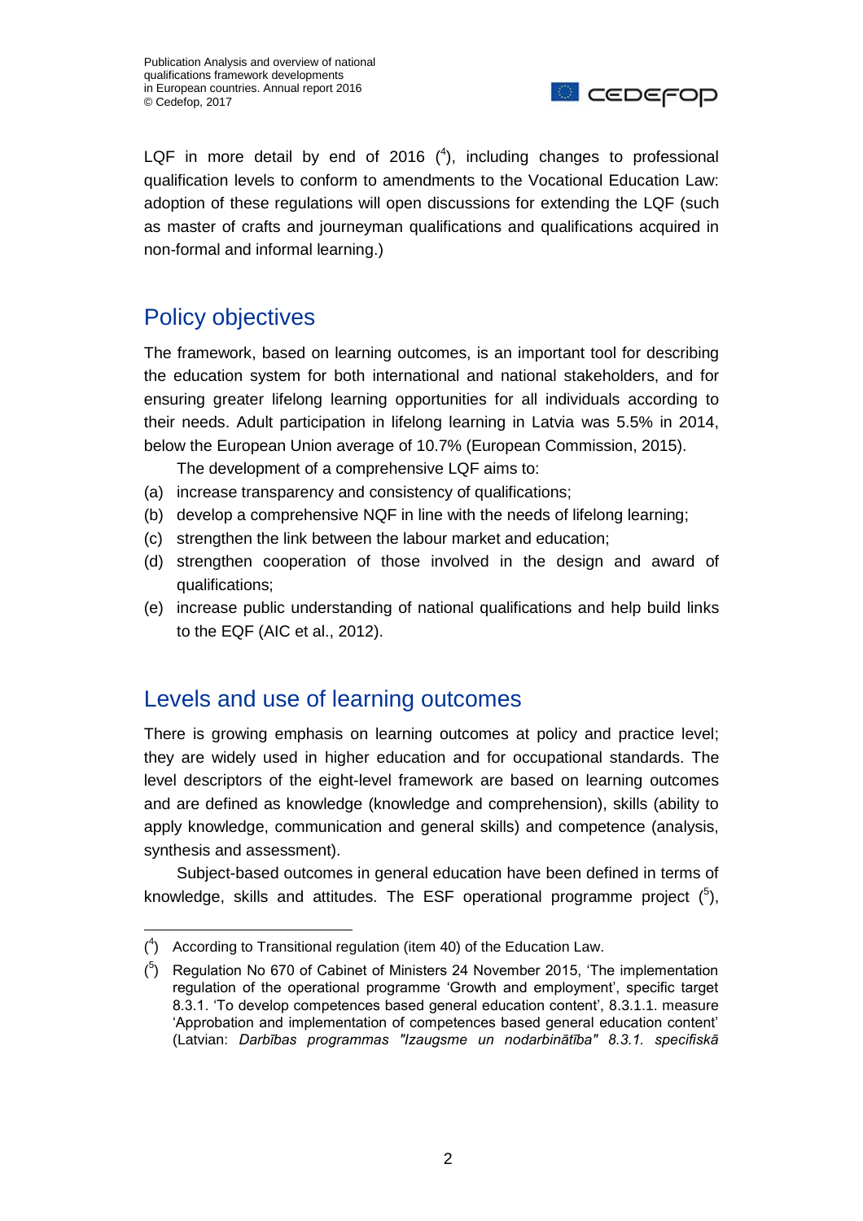LQF in more detail by end of 2016 ([4]), including changes to professional qualification levels to conform to amendments to the Vocational Education Law: adoption of these regulations will open discussions for extending the LQF (such as master of crafts and journeyman qualifications and qualifications acquired in non-formal and informal learning.)

## Policy objectives

The framework, based on learning outcomes, is an important tool for describing the education system for both international and national stakeholders, and for ensuring greater lifelong learning opportunities for all individuals according to their needs. Adult participation in lifelong learning in Latvia was 5.5% in 2014, below the European Union average of 10.7% (European Commission, 2015).

The development of a comprehensive LQF aims to:

(a) increase transparency and consistency of qualifications;

(b) develop a comprehensive NQF in line with the needs of lifelong learning;

(c) strengthen the link between the labour market and education;

(d) strengthen cooperation of those involved in the design and award of qualifications;

(e) increase public understanding of national qualifications and help build links to the EQF (AIC et al., 2012).

## Levels and use of learning outcomes

There is growing emphasis on learning outcomes at policy and practice level; they are widely used in higher education and for occupational standards. The level descriptors of the eight-level framework are based on learning outcomes and are defined as knowledge (knowledge and comprehension), skills (ability to apply knowledge, communication and general skills) and competence (analysis, synthesis and assessment).

Subject-based outcomes in general education have been defined in terms of knowledge, skills and attitudes. The ESF operational programme project ([5]),

---

([4]) According to Transitional regulation (item 40) of the Education Law.

([5]) Regulation No 670 of Cabinet of Ministers 24 November 2015, 'The implementation regulation of the operational programme 'Growth and employment', specific target 8.3.1. 'To develop competences based general education content', 8.3.1.1. measure 'Approbation and implementation of competences based general education content' (Latvian: *Darbības programmas "Izaugsme un nodarbinātība" 8.3.1. specifiskā*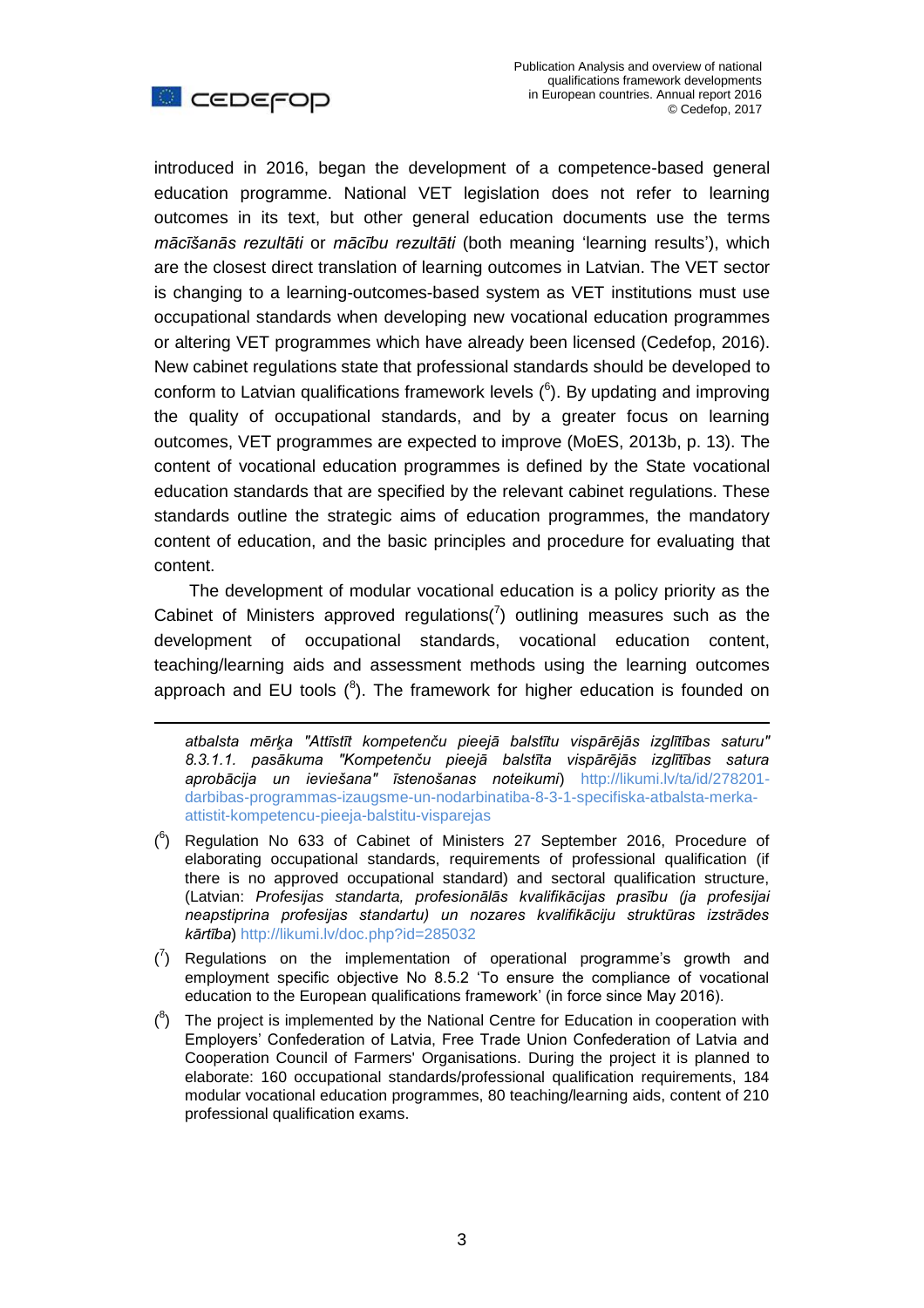introduced in 2016, began the development of a competence-based general education programme. National VET legislation does not refer to learning outcomes in its text, but other general education documents use the terms *mācīšanās rezultāti* or *mācību rezultāti* (both meaning 'learning results'), which are the closest direct translation of learning outcomes in Latvian. The VET sector is changing to a learning-outcomes-based system as VET institutions must use occupational standards when developing new vocational education programmes or altering VET programmes which have already been licensed (Cedefop, 2016). New cabinet regulations state that professional standards should be developed to conform to Latvian qualifications framework levels ([6]). By updating and improving the quality of occupational standards, and by a greater focus on learning outcomes, VET programmes are expected to improve (MoES, 2013b, p. 13). The content of vocational education programmes is defined by the State vocational education standards that are specified by the relevant cabinet regulations. These standards outline the strategic aims of education programmes, the mandatory content of education, and the basic principles and procedure for evaluating that content.

The development of modular vocational education is a policy priority as the Cabinet of Ministers approved regulations([7]) outlining measures such as the development of occupational standards, vocational education content, teaching/learning aids and assessment methods using the learning outcomes approach and EU tools ([8]). The framework for higher education is founded on

---

*atbalsta mērķa "Attīstīt kompetenču pieejā balstītu vispārējās izglītības saturu" 8.3.1.1. pasākuma "Kompetenču pieejā balstīta vispārējās izglītības satura aprobācija un ieviešana" īstenošanas noteikumi*) http://likumi.lv/ta/id/278201-darbibas-programmas-izaugsme-un-nodarbinatiba-8-3-1-specifiska-atbalsta-merka-attistit-kompetencu-pieeja-balstitu-visparejas

([6]) Regulation No 633 of Cabinet of Ministers 27 September 2016, Procedure of elaborating occupational standards, requirements of professional qualification (if there is no approved occupational standard) and sectoral qualification structure, (Latvian: *Profesijas standarta, profesionālās kvalifikācijas prasību (ja profesijai neapstiprina profesijas standartu) un nozares kvalifikāciju struktūras izstrādes kārtība*) http://likumi.lv/doc.php?id=285032

([7]) Regulations on the implementation of operational programme's growth and employment specific objective No 8.5.2 'To ensure the compliance of vocational education to the European qualifications framework' (in force since May 2016).

([8]) The project is implemented by the National Centre for Education in cooperation with Employers' Confederation of Latvia, Free Trade Union Confederation of Latvia and Cooperation Council of Farmers' Organisations. During the project it is planned to elaborate: 160 occupational standards/professional qualification requirements, 184 modular vocational education programmes, 80 teaching/learning aids, content of 210 professional qualification exams.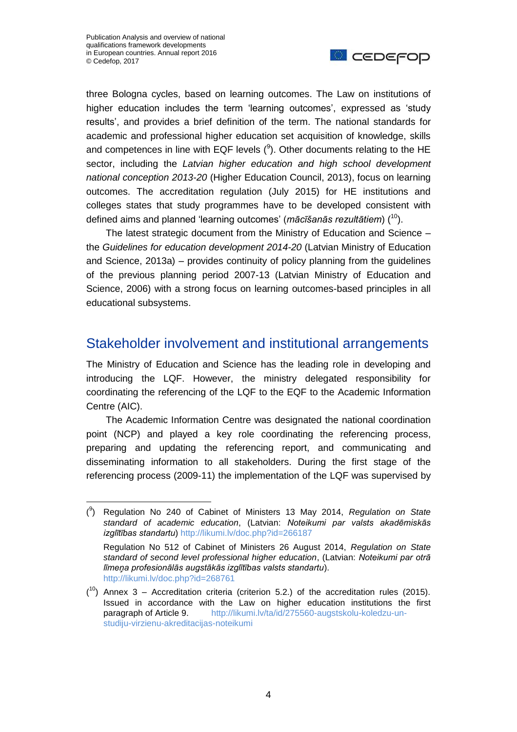three Bologna cycles, based on learning outcomes. The Law on institutions of higher education includes the term 'learning outcomes', expressed as 'study results', and provides a brief definition of the term. The national standards for academic and professional higher education set acquisition of knowledge, skills and competences in line with EQF levels ([9]). Other documents relating to the HE sector, including the *Latvian higher education and high school development national conception 2013-20* (Higher Education Council, 2013), focus on learning outcomes. The accreditation regulation (July 2015) for HE institutions and colleges states that study programmes have to be developed consistent with defined aims and planned 'learning outcomes' (*mācīšanās rezultātiem*) ([10]).

The latest strategic document from the Ministry of Education and Science – the *Guidelines for education development 2014-20* (Latvian Ministry of Education and Science, 2013a) – provides continuity of policy planning from the guidelines of the previous planning period 2007-13 (Latvian Ministry of Education and Science, 2006) with a strong focus on learning outcomes-based principles in all educational subsystems.

## Stakeholder involvement and institutional arrangements

The Ministry of Education and Science has the leading role in developing and introducing the LQF. However, the ministry delegated responsibility for coordinating the referencing of the LQF to the EQF to the Academic Information Centre (AIC).

The Academic Information Centre was designated the national coordination point (NCP) and played a key role coordinating the referencing process, preparing and updating the referencing report, and communicating and disseminating information to all stakeholders. During the first stage of the referencing process (2009-11) the implementation of the LQF was supervised by

---

([9]) Regulation No 240 of Cabinet of Ministers 13 May 2014, *Regulation on State standard of academic education*, (Latvian: *Noteikumi par valsts akadēmiskās izglītības standartu*) http://likumi.lv/doc.php?id=266187

Regulation No 512 of Cabinet of Ministers 26 August 2014, *Regulation on State standard of second level professional higher education*, (Latvian: *Noteikumi par otrā līmeņa profesionālās augstākās izglītības valsts standartu*). http://likumi.lv/doc.php?id=268761

([10]) Annex 3 – Accreditation criteria (criterion 5.2.) of the accreditation rules (2015). Issued in accordance with the Law on higher education institutions the first paragraph of Article 9. http://likumi.lv/ta/id/275560-augstskolu-koledzu-un-studiju-virzienu-akreditacijas-noteikumi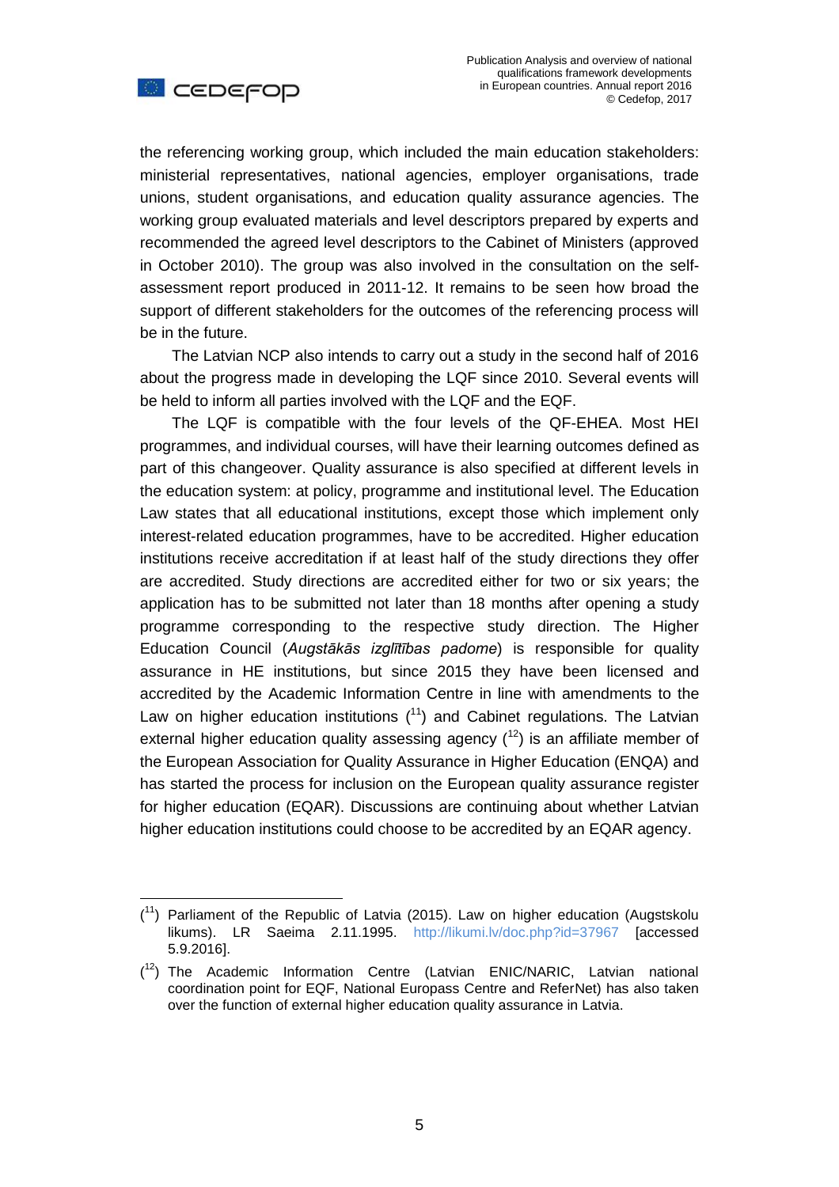the referencing working group, which included the main education stakeholders: ministerial representatives, national agencies, employer organisations, trade unions, student organisations, and education quality assurance agencies. The working group evaluated materials and level descriptors prepared by experts and recommended the agreed level descriptors to the Cabinet of Ministers (approved in October 2010). The group was also involved in the consultation on the self-assessment report produced in 2011-12. It remains to be seen how broad the support of different stakeholders for the outcomes of the referencing process will be in the future.

The Latvian NCP also intends to carry out a study in the second half of 2016 about the progress made in developing the LQF since 2010. Several events will be held to inform all parties involved with the LQF and the EQF.

The LQF is compatible with the four levels of the QF-EHEA. Most HEI programmes, and individual courses, will have their learning outcomes defined as part of this changeover. Quality assurance is also specified at different levels in the education system: at policy, programme and institutional level. The Education Law states that all educational institutions, except those which implement only interest-related education programmes, have to be accredited. Higher education institutions receive accreditation if at least half of the study directions they offer are accredited. Study directions are accredited either for two or six years; the application has to be submitted not later than 18 months after opening a study programme corresponding to the respective study direction. The Higher Education Council (*Augstākās izglītības padome*) is responsible for quality assurance in HE institutions, but since 2015 they have been licensed and accredited by the Academic Information Centre in line with amendments to the Law on higher education institutions ([11]) and Cabinet regulations. The Latvian external higher education quality assessing agency ([12]) is an affiliate member of the European Association for Quality Assurance in Higher Education (ENQA) and has started the process for inclusion on the European quality assurance register for higher education (EQAR). Discussions are continuing about whether Latvian higher education institutions could choose to be accredited by an EQAR agency.

---

([11]) Parliament of the Republic of Latvia (2015). Law on higher education (Augstskolu likums). LR Saeima 2.11.1995. http://likumi.lv/doc.php?id=37967 [accessed 5.9.2016].

([12]) The Academic Information Centre (Latvian ENIC/NARIC, Latvian national coordination point for EQF, National Europass Centre and ReferNet) has also taken over the function of external higher education quality assurance in Latvia.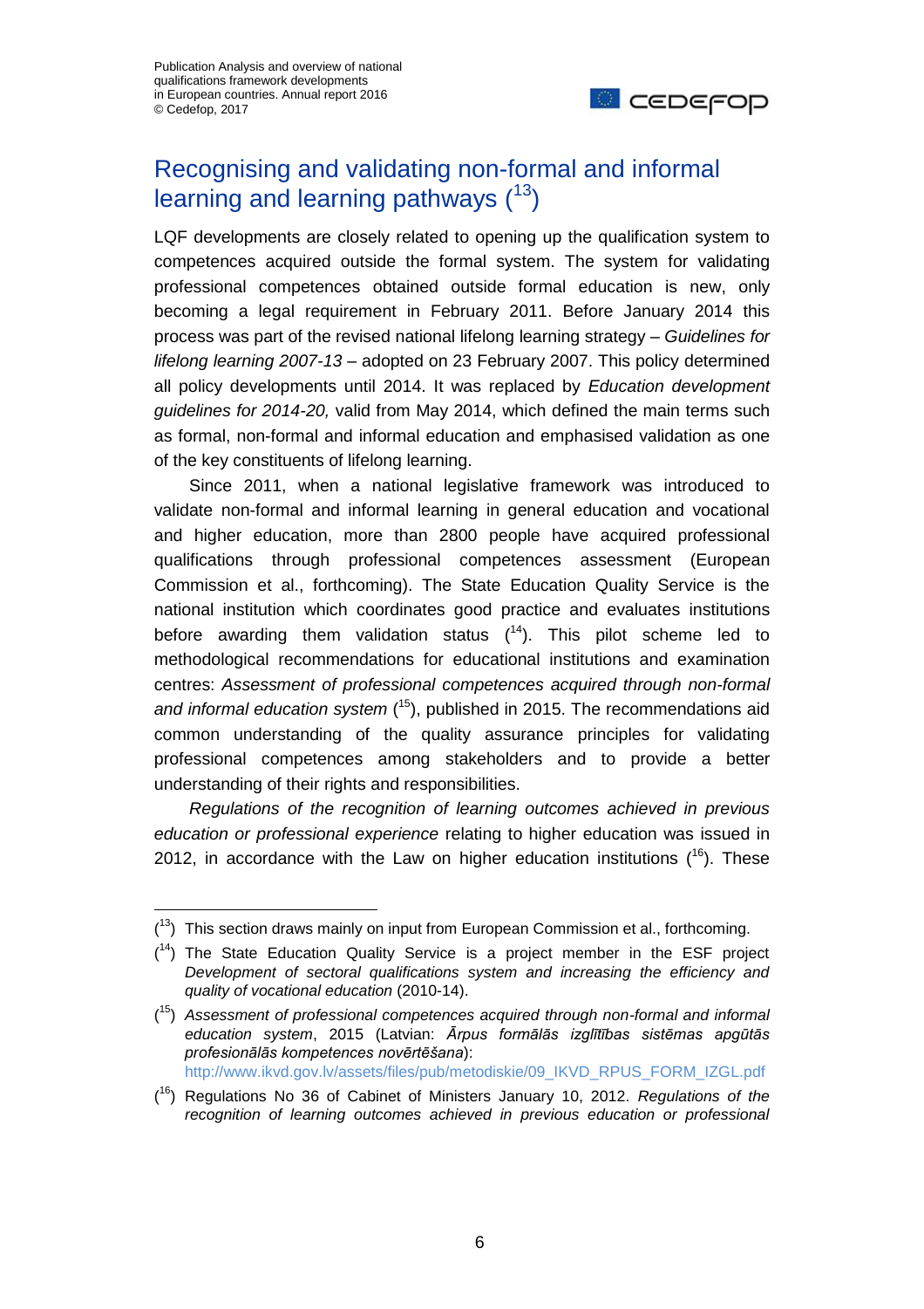## Recognising and validating non-formal and informal learning and learning pathways [13]

LQF developments are closely related to opening up the qualification system to competences acquired outside the formal system. The system for validating professional competences obtained outside formal education is new, only becoming a legal requirement in February 2011. Before January 2014 this process was part of the revised national lifelong learning strategy – *Guidelines for lifelong learning 2007-13* – adopted on 23 February 2007. This policy determined all policy developments until 2014. It was replaced by *Education development guidelines for 2014-20,* valid from May 2014, which defined the main terms such as formal, non-formal and informal education and emphasised validation as one of the key constituents of lifelong learning.

Since 2011, when a national legislative framework was introduced to validate non-formal and informal learning in general education and vocational and higher education, more than 2800 people have acquired professional qualifications through professional competences assessment (European Commission et al., forthcoming). The State Education Quality Service is the national institution which coordinates good practice and evaluates institutions before awarding them validation status [14]. This pilot scheme led to methodological recommendations for educational institutions and examination centres: *Assessment of professional competences acquired through non-formal and informal education system* [15], published in 2015. The recommendations aid common understanding of the quality assurance principles for validating professional competences among stakeholders and to provide a better understanding of their rights and responsibilities.

*Regulations of the recognition of learning outcomes achieved in previous education or professional experience* relating to higher education was issued in 2012, in accordance with the Law on higher education institutions [16]. These

---

[13] This section draws mainly on input from European Commission et al., forthcoming.

[14] The State Education Quality Service is a project member in the ESF project *Development of sectoral qualifications system and increasing the efficiency and quality of vocational education* (2010-14).

[15] *Assessment of professional competences acquired through non-formal and informal education system*, 2015 (Latvian: *Ārpus formālās izglītības sistēmas apgūtās profesionālās kompetences novērtēšana*): http://www.ikvd.gov.lv/assets/files/pub/metodiskie/09_IKVD_RPUS_FORM_IZGL.pdf

[16] Regulations No 36 of Cabinet of Ministers January 10, 2012. *Regulations of the recognition of learning outcomes achieved in previous education or professional*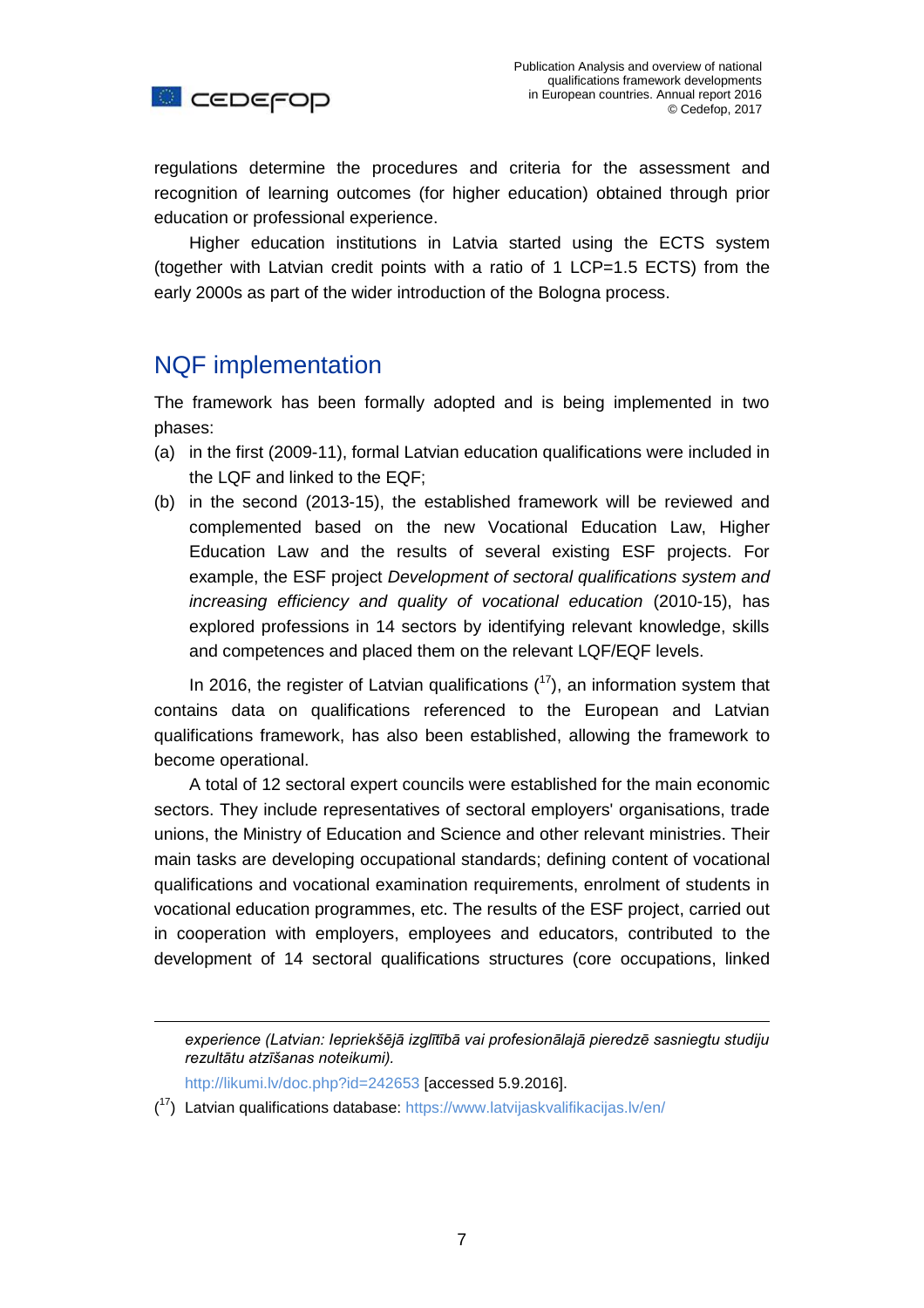regulations determine the procedures and criteria for the assessment and recognition of learning outcomes (for higher education) obtained through prior education or professional experience.

Higher education institutions in Latvia started using the ECTS system (together with Latvian credit points with a ratio of 1 LCP=1.5 ECTS) from the early 2000s as part of the wider introduction of the Bologna process.

## NQF implementation

The framework has been formally adopted and is being implemented in two phases:

(a) in the first (2009-11), formal Latvian education qualifications were included in the LQF and linked to the EQF;

(b) in the second (2013-15), the established framework will be reviewed and complemented based on the new Vocational Education Law, Higher Education Law and the results of several existing ESF projects. For example, the ESF project *Development of sectoral qualifications system and increasing efficiency and quality of vocational education* (2010-15), has explored professions in 14 sectors by identifying relevant knowledge, skills and competences and placed them on the relevant LQF/EQF levels.

In 2016, the register of Latvian qualifications ([17]), an information system that contains data on qualifications referenced to the European and Latvian qualifications framework, has also been established, allowing the framework to become operational.

A total of 12 sectoral expert councils were established for the main economic sectors. They include representatives of sectoral employers' organisations, trade unions, the Ministry of Education and Science and other relevant ministries. Their main tasks are developing occupational standards; defining content of vocational qualifications and vocational examination requirements, enrolment of students in vocational education programmes, etc. The results of the ESF project, carried out in cooperation with employers, employees and educators, contributed to the development of 14 sectoral qualifications structures (core occupations, linked

---

*experience (Latvian: Iepriekšējā izglītībā vai profesionālajā pieredzē sasniegtu studiju rezultātu atzīšanas noteikumi).*

http://likumi.lv/doc.php?id=242653 [accessed 5.9.2016].

([17]) Latvian qualifications database: https://www.latvijaskvalifikacijas.lv/en/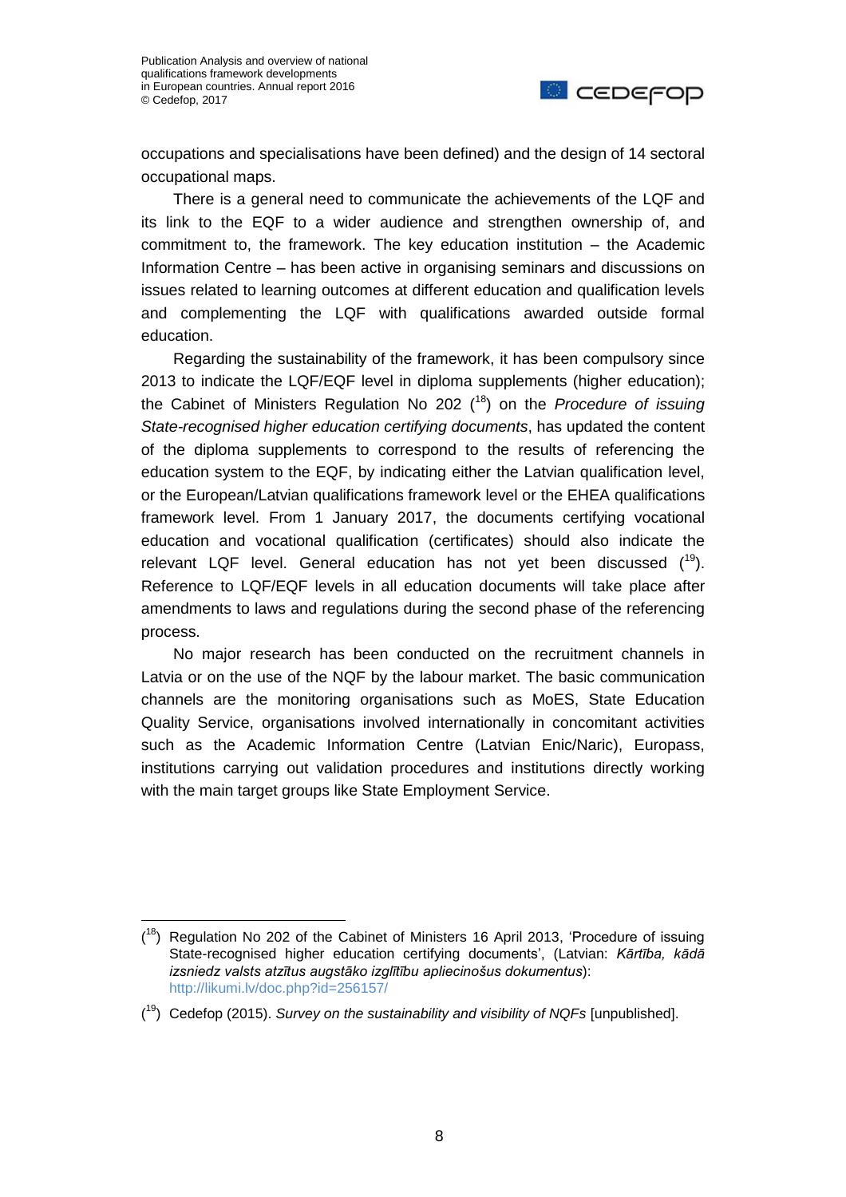occupations and specialisations have been defined) and the design of 14 sectoral occupational maps.

There is a general need to communicate the achievements of the LQF and its link to the EQF to a wider audience and strengthen ownership of, and commitment to, the framework. The key education institution – the Academic Information Centre – has been active in organising seminars and discussions on issues related to learning outcomes at different education and qualification levels and complementing the LQF with qualifications awarded outside formal education.

Regarding the sustainability of the framework, it has been compulsory since 2013 to indicate the LQF/EQF level in diploma supplements (higher education); the Cabinet of Ministers Regulation No 202 ([18]) on the *Procedure of issuing State-recognised higher education certifying documents*, has updated the content of the diploma supplements to correspond to the results of referencing the education system to the EQF, by indicating either the Latvian qualification level, or the European/Latvian qualifications framework level or the EHEA qualifications framework level. From 1 January 2017, the documents certifying vocational education and vocational qualification (certificates) should also indicate the relevant LQF level. General education has not yet been discussed ([19]). Reference to LQF/EQF levels in all education documents will take place after amendments to laws and regulations during the second phase of the referencing process.

No major research has been conducted on the recruitment channels in Latvia or on the use of the NQF by the labour market. The basic communication channels are the monitoring organisations such as MoES, State Education Quality Service, organisations involved internationally in concomitant activities such as the Academic Information Centre (Latvian Enic/Naric), Europass, institutions carrying out validation procedures and institutions directly working with the main target groups like State Employment Service.

---

([18]) Regulation No 202 of the Cabinet of Ministers 16 April 2013, 'Procedure of issuing State-recognised higher education certifying documents', (Latvian: *Kārtība, kādā izsniedz valsts atzītus augstāko izglītību apliecinošus dokumentus*): http://likumi.lv/doc.php?id=256157/

([19]) Cedefop (2015). *Survey on the sustainability and visibility of NQFs* [unpublished].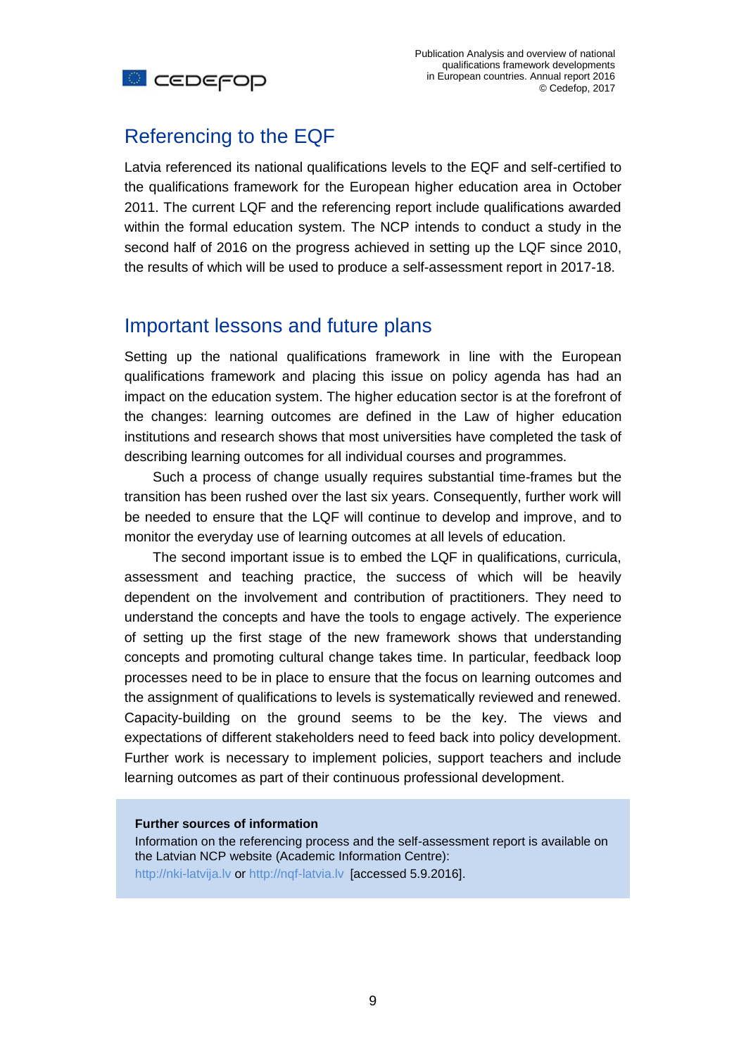## Referencing to the EQF

Latvia referenced its national qualifications levels to the EQF and self-certified to the qualifications framework for the European higher education area in October 2011. The current LQF and the referencing report include qualifications awarded within the formal education system. The NCP intends to conduct a study in the second half of 2016 on the progress achieved in setting up the LQF since 2010, the results of which will be used to produce a self-assessment report in 2017-18.

## Important lessons and future plans

Setting up the national qualifications framework in line with the European qualifications framework and placing this issue on policy agenda has had an impact on the education system. The higher education sector is at the forefront of the changes: learning outcomes are defined in the Law of higher education institutions and research shows that most universities have completed the task of describing learning outcomes for all individual courses and programmes.

Such a process of change usually requires substantial time-frames but the transition has been rushed over the last six years. Consequently, further work will be needed to ensure that the LQF will continue to develop and improve, and to monitor the everyday use of learning outcomes at all levels of education.

The second important issue is to embed the LQF in qualifications, curricula, assessment and teaching practice, the success of which will be heavily dependent on the involvement and contribution of practitioners. They need to understand the concepts and have the tools to engage actively. The experience of setting up the first stage of the new framework shows that understanding concepts and promoting cultural change takes time. In particular, feedback loop processes need to be in place to ensure that the focus on learning outcomes and the assignment of qualifications to levels is systematically reviewed and renewed. Capacity-building on the ground seems to be the key. The views and expectations of different stakeholders need to feed back into policy development. Further work is necessary to implement policies, support teachers and include learning outcomes as part of their continuous professional development.

**Further sources of information**

Information on the referencing process and the self-assessment report is available on the Latvian NCP website (Academic Information Centre): http://nki-latvija.lv or http://nqf-latvia.lv [accessed 5.9.2016].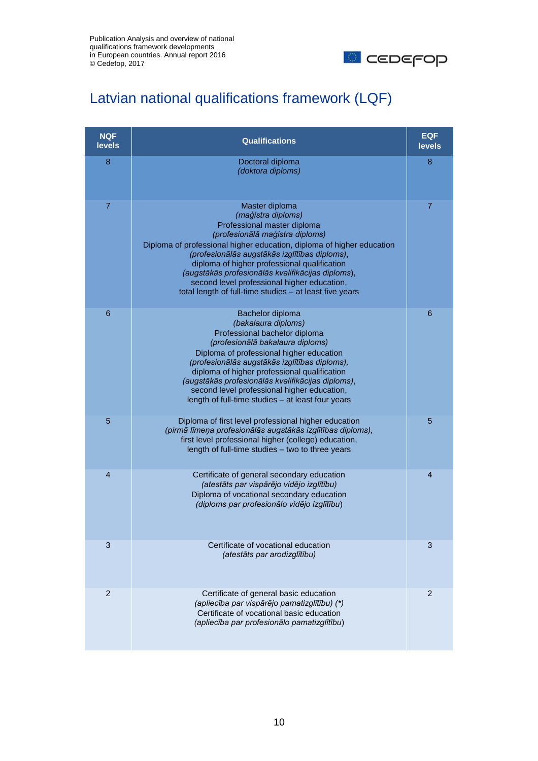# Latvian national qualifications framework (LQF)

| NQF levels | Qualifications | EQF levels |
|---|---|---|
| 8 | Doctoral diploma<br>*(doktora diploms)* | 8 |
| 7 | Master diploma<br>*(maģistra diploms)*<br>Professional master diploma<br>*(profesionālā maģistra diploms)*<br>Diploma of professional higher education, diploma of higher education<br>*(profesionālās augstākās izglītības diploms)*,<br>diploma of higher professional qualification<br>*(augstākās profesionālās kvalifikācijas diploms)*,<br>second level professional higher education,<br>total length of full-time studies – at least five years | 7 |
| 6 | Bachelor diploma<br>*(bakalaura diploms)*<br>Professional bachelor diploma<br>*(profesionālā bakalaura diploms)*<br>Diploma of professional higher education<br>*(profesionālās augstākās izglītības diploms)*,<br>diploma of higher professional qualification<br>*(augstākās profesionālās kvalifikācijas diploms)*,<br>second level professional higher education,<br>length of full-time studies – at least four years | 6 |
| 5 | Diploma of first level professional higher education<br>*(pirmā līmeņa profesionālās augstākās izglītības diploms)*,<br>first level professional higher (college) education,<br>length of full-time studies – two to three years | 5 |
| 4 | Certificate of general secondary education<br>*(atestāts par vispārējo vidējo izglītību)*<br>Diploma of vocational secondary education<br>*(diploms par profesionālo vidējo izglītību)* | 4 |
| 3 | Certificate of vocational education<br>*(atestāts par arodizglītību)* | 3 |
| 2 | Certificate of general basic education<br>*(apliecība par vispārējo pamatizglītību) (*)*<br>Certificate of vocational basic education<br>*(apliecība par profesionālo pamatizglītību)* | 2 |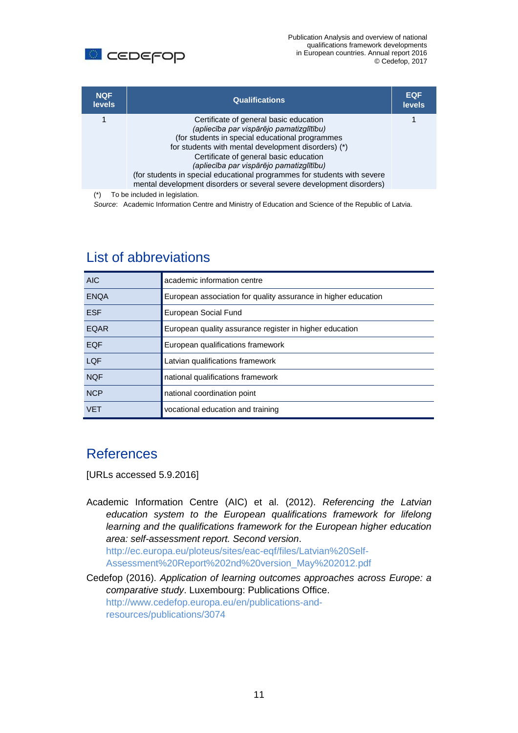| NQF levels | Qualifications | EQF levels |
|---|---|---|
| 1 | Certificate of general basic education<br>*(apliecība par vispārējo pamatizglītību)*<br>(for students in special educational programmes for students with mental development disorders) (*)<br>Certificate of general basic education<br>*(apliecība par vispārējo pamatizglītību)*<br>(for students in special educational programmes for students with severe mental development disorders or several severe development disorders) | 1 |

(*) To be included in legislation.

*Source*: Academic Information Centre and Ministry of Education and Science of the Republic of Latvia.

## List of abbreviations

| | |
|---|---|
| AIC | academic information centre |
| ENQA | European association for quality assurance in higher education |
| ESF | European Social Fund |
| EQAR | European quality assurance register in higher education |
| EQF | European qualifications framework |
| LQF | Latvian qualifications framework |
| NQF | national qualifications framework |
| NCP | national coordination point |
| VET | vocational education and training |

## References

[URLs accessed 5.9.2016]

Academic Information Centre (AIC) et al. (2012). *Referencing the Latvian education system to the European qualifications framework for lifelong learning and the qualifications framework for the European higher education area: self-assessment report. Second version*. http://ec.europa.eu/ploteus/sites/eac-eqf/files/Latvian%20Self-Assessment%20Report%202nd%20version_May%202012.pdf

Cedefop (2016). *Application of learning outcomes approaches across Europe: a comparative study*. Luxembourg: Publications Office. http://www.cedefop.europa.eu/en/publications-and-resources/publications/3074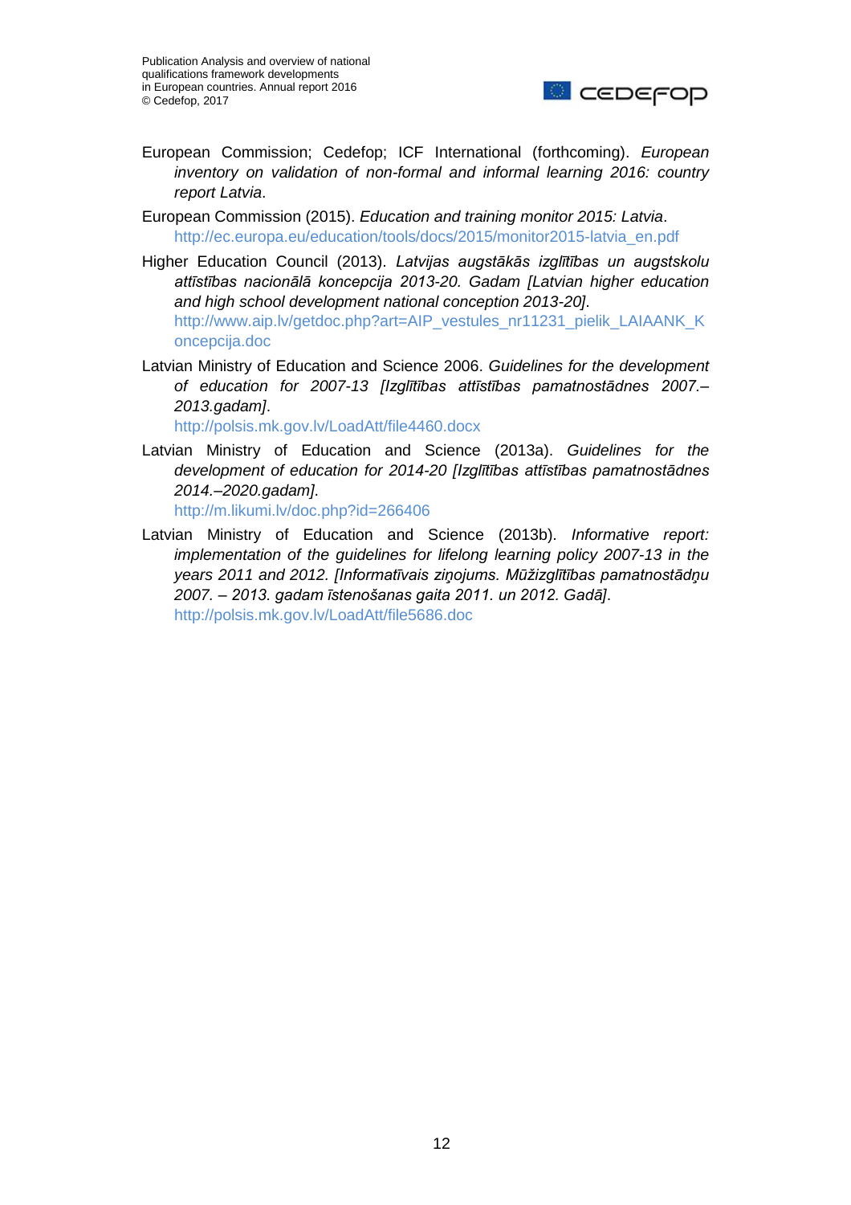European Commission; Cedefop; ICF International (forthcoming). *European inventory on validation of non-formal and informal learning 2016: country report Latvia*.

European Commission (2015). *Education and training monitor 2015: Latvia*. http://ec.europa.eu/education/tools/docs/2015/monitor2015-latvia_en.pdf

Higher Education Council (2013). *Latvijas augstākās izglītības un augstskolu attīstības nacionālā koncepcija 2013-20. Gadam [Latvian higher education and high school development national conception 2013-20]*. http://www.aip.lv/getdoc.php?art=AIP_vestules_nr11231_pielik_LAIAANK_Koncepcija.doc

Latvian Ministry of Education and Science 2006. *Guidelines for the development of education for 2007-13 [Izglītības attīstības pamatnostādnes 2007.–2013.gadam]*. http://polsis.mk.gov.lv/LoadAtt/file4460.docx

Latvian Ministry of Education and Science (2013a). *Guidelines for the development of education for 2014-20 [Izglītības attīstības pamatnostādnes 2014.–2020.gadam]*. http://m.likumi.lv/doc.php?id=266406

Latvian Ministry of Education and Science (2013b). *Informative report: implementation of the guidelines for lifelong learning policy 2007-13 in the years 2011 and 2012. [Informatīvais ziņojums. Mūžizglītības pamatnostādņu 2007. – 2013. gadam īstenošanas gaita 2011. un 2012. Gadā]*. http://polsis.mk.gov.lv/LoadAtt/file5686.doc